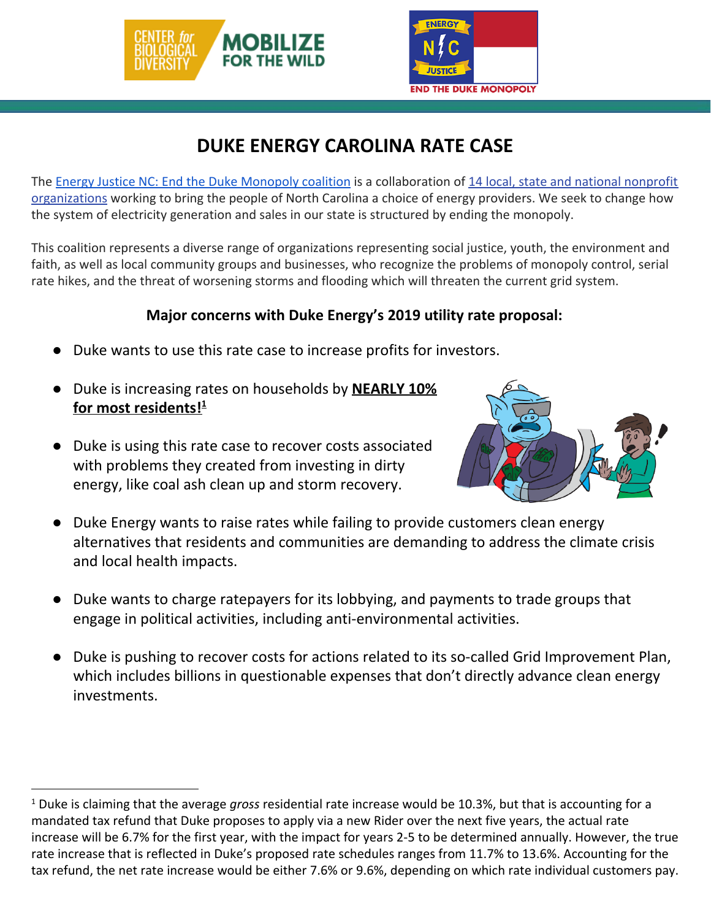# DUKE ENERGY CAROLINA RATE CASE

The Energy Justice NC: End the Duke Monopoly coalition is a collaboration of 14 local, state and national nonprofit organizations working to bring the people of North Carolina a choice of energy providers. We seek to change how the system of electricity generation and sales in our state is structured by ending the monopoly.

This coalition represents a diverse range of organizations representing social justice, youth, the environment and faith, as well as local community groups and businesses, who recognize the problems of monopoly control, serial rate hikes, and the threat of worsening storms and flooding which will threaten the current grid system.

**Major concerns with Duke Energy's 2019 utility rate proposal:**

- Duke wants to use this rate case to increase profits for investors.
- Duke is increasing rates on households by **NEARLY 10% for most residents!**[1]
- Duke is using this rate case to recover costs associated with problems they created from investing in dirty energy, like coal ash clean up and storm recovery.
- Duke Energy wants to raise rates while failing to provide customers clean energy alternatives that residents and communities are demanding to address the climate crisis and local health impacts.
- Duke wants to charge ratepayers for its lobbying, and payments to trade groups that engage in political activities, including anti-environmental activities.
- Duke is pushing to recover costs for actions related to its so-called Grid Improvement Plan, which includes billions in questionable expenses that don't directly advance clean energy investments.

---

[1] Duke is claiming that the average *gross* residential rate increase would be 10.3%, but that is accounting for a mandated tax refund that Duke proposes to apply via a new Rider over the next five years, the actual rate increase will be 6.7% for the first year, with the impact for years 2-5 to be determined annually. However, the true rate increase that is reflected in Duke's proposed rate schedules ranges from 11.7% to 13.6%. Accounting for the tax refund, the net rate increase would be either 7.6% or 9.6%, depending on which rate individual customers pay.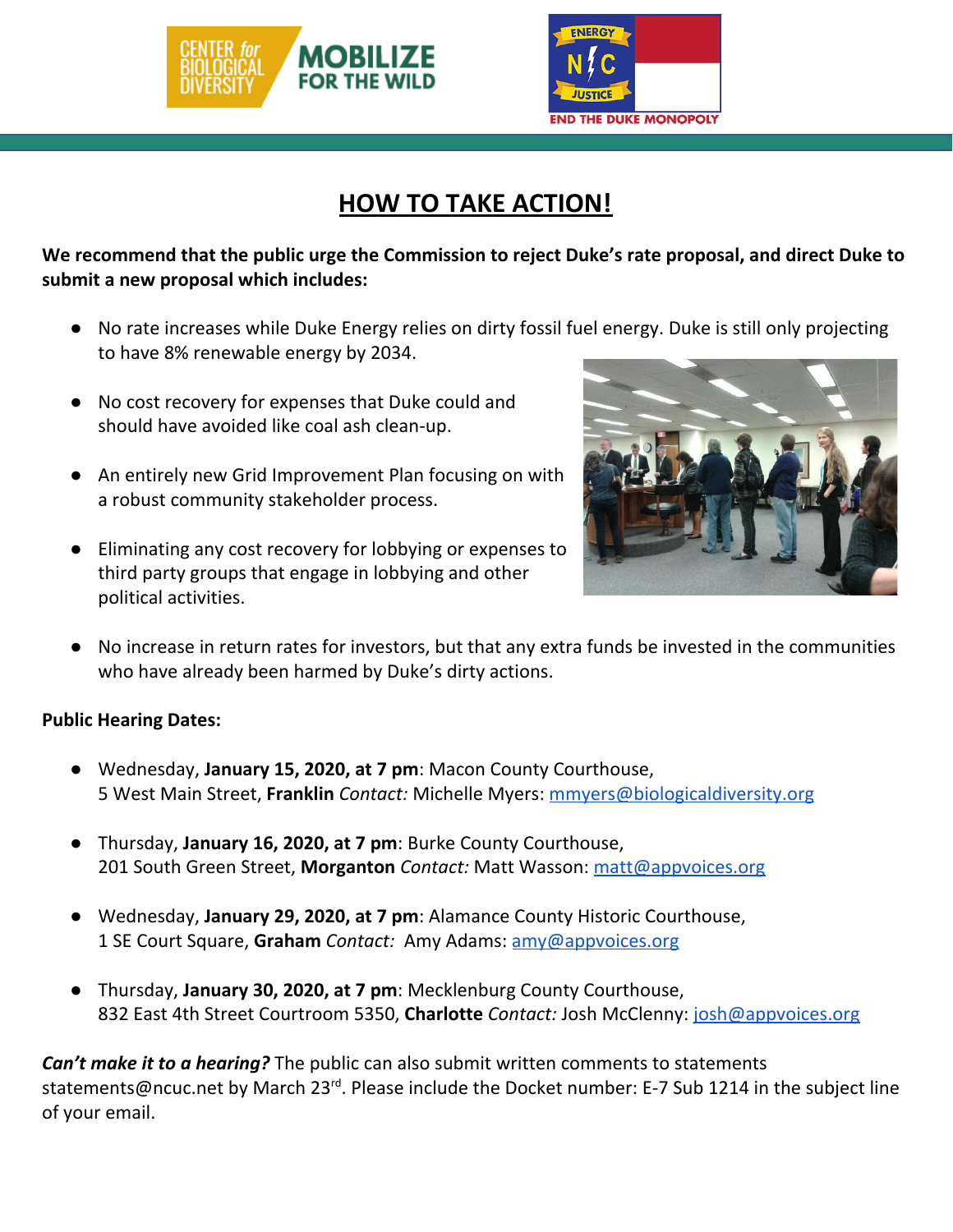# HOW TO TAKE ACTION!

**We recommend that the public urge the Commission to reject Duke's rate proposal, and direct Duke to submit a new proposal which includes:**

- No rate increases while Duke Energy relies on dirty fossil fuel energy. Duke is still only projecting to have 8% renewable energy by 2034.
- No cost recovery for expenses that Duke could and should have avoided like coal ash clean-up.
- An entirely new Grid Improvement Plan focusing on with a robust community stakeholder process.
- Eliminating any cost recovery for lobbying or expenses to third party groups that engage in lobbying and other political activities.
- No increase in return rates for investors, but that any extra funds be invested in the communities who have already been harmed by Duke's dirty actions.

**Public Hearing Dates:**

- Wednesday, **January 15, 2020, at 7 pm**: Macon County Courthouse, 5 West Main Street, **Franklin** *Contact:* Michelle Myers: mmyers@biologicaldiversity.org
- Thursday, **January 16, 2020, at 7 pm**: Burke County Courthouse, 201 South Green Street, **Morganton** *Contact:* Matt Wasson: matt@appvoices.org
- Wednesday, **January 29, 2020, at 7 pm**: Alamance County Historic Courthouse, 1 SE Court Square, **Graham** *Contact:* Amy Adams: amy@appvoices.org
- Thursday, **January 30, 2020, at 7 pm**: Mecklenburg County Courthouse, 832 East 4th Street Courtroom 5350, **Charlotte** *Contact:* Josh McClenny: josh@appvoices.org

***Can't make it to a hearing?*** The public can also submit written comments to statements statements@ncuc.net by March 23rd. Please include the Docket number: E-7 Sub 1214 in the subject line of your email.